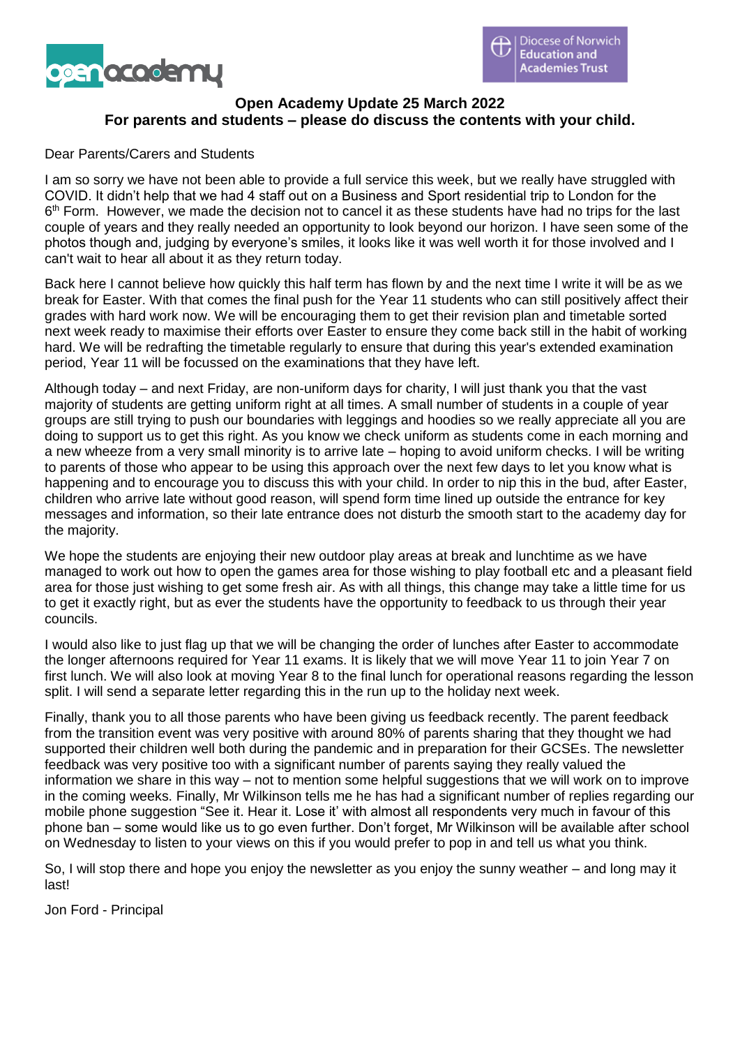**Open Academy Update 25 March 2022**
**For parents and students – please do discuss the contents with your child.**

Dear Parents/Carers and Students

I am so sorry we have not been able to provide a full service this week, but we really have struggled with COVID. It didn't help that we had 4 staff out on a Business and Sport residential trip to London for the 6th Form. However, we made the decision not to cancel it as these students have had no trips for the last couple of years and they really needed an opportunity to look beyond our horizon. I have seen some of the photos though and, judging by everyone's smiles, it looks like it was well worth it for those involved and I can't wait to hear all about it as they return today.

Back here I cannot believe how quickly this half term has flown by and the next time I write it will be as we break for Easter. With that comes the final push for the Year 11 students who can still positively affect their grades with hard work now. We will be encouraging them to get their revision plan and timetable sorted next week ready to maximise their efforts over Easter to ensure they come back still in the habit of working hard. We will be redrafting the timetable regularly to ensure that during this year's extended examination period, Year 11 will be focussed on the examinations that they have left.

Although today – and next Friday, are non-uniform days for charity, I will just thank you that the vast majority of students are getting uniform right at all times. A small number of students in a couple of year groups are still trying to push our boundaries with leggings and hoodies so we really appreciate all you are doing to support us to get this right. As you know we check uniform as students come in each morning and a new wheeze from a very small minority is to arrive late – hoping to avoid uniform checks. I will be writing to parents of those who appear to be using this approach over the next few days to let you know what is happening and to encourage you to discuss this with your child. In order to nip this in the bud, after Easter, children who arrive late without good reason, will spend form time lined up outside the entrance for key messages and information, so their late entrance does not disturb the smooth start to the academy day for the majority.

We hope the students are enjoying their new outdoor play areas at break and lunchtime as we have managed to work out how to open the games area for those wishing to play football etc and a pleasant field area for those just wishing to get some fresh air. As with all things, this change may take a little time for us to get it exactly right, but as ever the students have the opportunity to feedback to us through their year councils.

I would also like to just flag up that we will be changing the order of lunches after Easter to accommodate the longer afternoons required for Year 11 exams. It is likely that we will move Year 11 to join Year 7 on first lunch. We will also look at moving Year 8 to the final lunch for operational reasons regarding the lesson split. I will send a separate letter regarding this in the run up to the holiday next week.

Finally, thank you to all those parents who have been giving us feedback recently. The parent feedback from the transition event was very positive with around 80% of parents sharing that they thought we had supported their children well both during the pandemic and in preparation for their GCSEs. The newsletter feedback was very positive too with a significant number of parents saying they really valued the information we share in this way – not to mention some helpful suggestions that we will work on to improve in the coming weeks. Finally, Mr Wilkinson tells me he has had a significant number of replies regarding our mobile phone suggestion "See it. Hear it. Lose it' with almost all respondents very much in favour of this phone ban – some would like us to go even further. Don't forget, Mr Wilkinson will be available after school on Wednesday to listen to your views on this if you would prefer to pop in and tell us what you think.

So, I will stop there and hope you enjoy the newsletter as you enjoy the sunny weather – and long may it last!

Jon Ford - Principal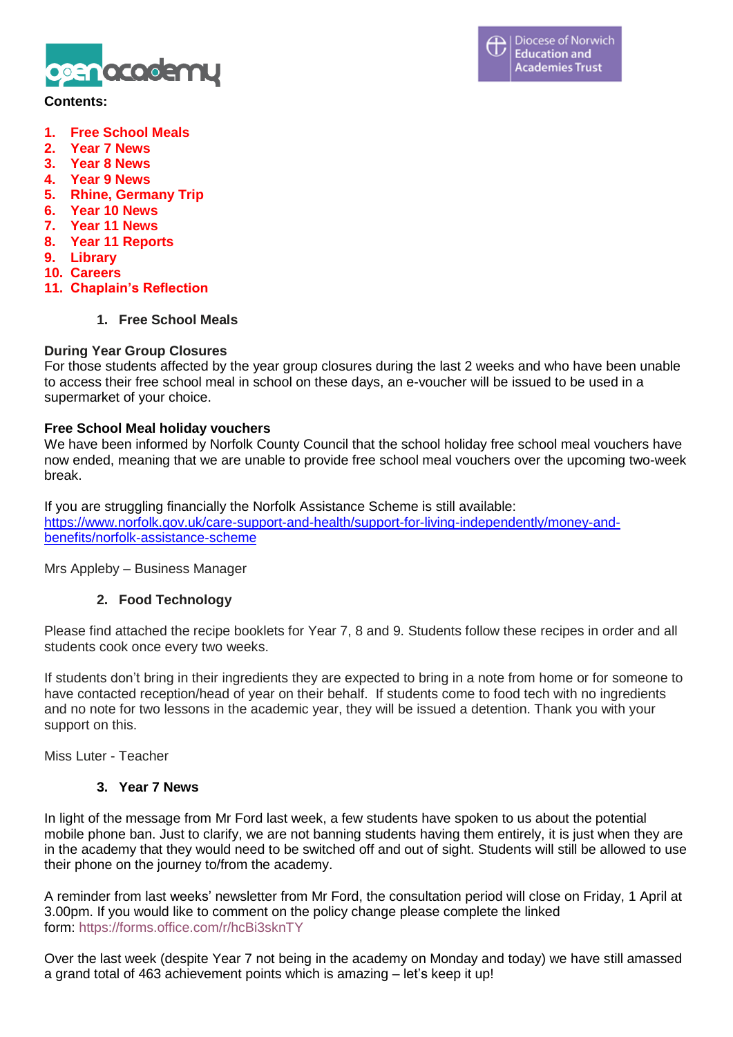**Contents:**

1. Free School Meals
2. Year 7 News
3. Year 8 News
4. Year 9 News
5. Rhine, Germany Trip
6. Year 10 News
7. Year 11 News
8. Year 11 Reports
9. Library
10. Careers
11. Chaplain's Reflection

## 1. Free School Meals

**During Year Group Closures**
For those students affected by the year group closures during the last 2 weeks and who have been unable to access their free school meal in school on these days, an e-voucher will be issued to be used in a supermarket of your choice.

**Free School Meal holiday vouchers**
We have been informed by Norfolk County Council that the school holiday free school meal vouchers have now ended, meaning that we are unable to provide free school meal vouchers over the upcoming two-week break.

If you are struggling financially the Norfolk Assistance Scheme is still available:
https://www.norfolk.gov.uk/care-support-and-health/support-for-living-independently/money-and-benefits/norfolk-assistance-scheme

Mrs Appleby – Business Manager

## 2. Food Technology

Please find attached the recipe booklets for Year 7, 8 and 9. Students follow these recipes in order and all students cook once every two weeks.

If students don't bring in their ingredients they are expected to bring in a note from home or for someone to have contacted reception/head of year on their behalf. If students come to food tech with no ingredients and no note for two lessons in the academic year, they will be issued a detention. Thank you with your support on this.

Miss Luter - Teacher

## 3. Year 7 News

In light of the message from Mr Ford last week, a few students have spoken to us about the potential mobile phone ban. Just to clarify, we are not banning students having them entirely, it is just when they are in the academy that they would need to be switched off and out of sight. Students will still be allowed to use their phone on the journey to/from the academy.

A reminder from last weeks' newsletter from Mr Ford, the consultation period will close on Friday, 1 April at 3.00pm. If you would like to comment on the policy change please complete the linked form: https://forms.office.com/r/hcBi3sknTY

Over the last week (despite Year 7 not being in the academy on Monday and today) we have still amassed a grand total of 463 achievement points which is amazing – let's keep it up!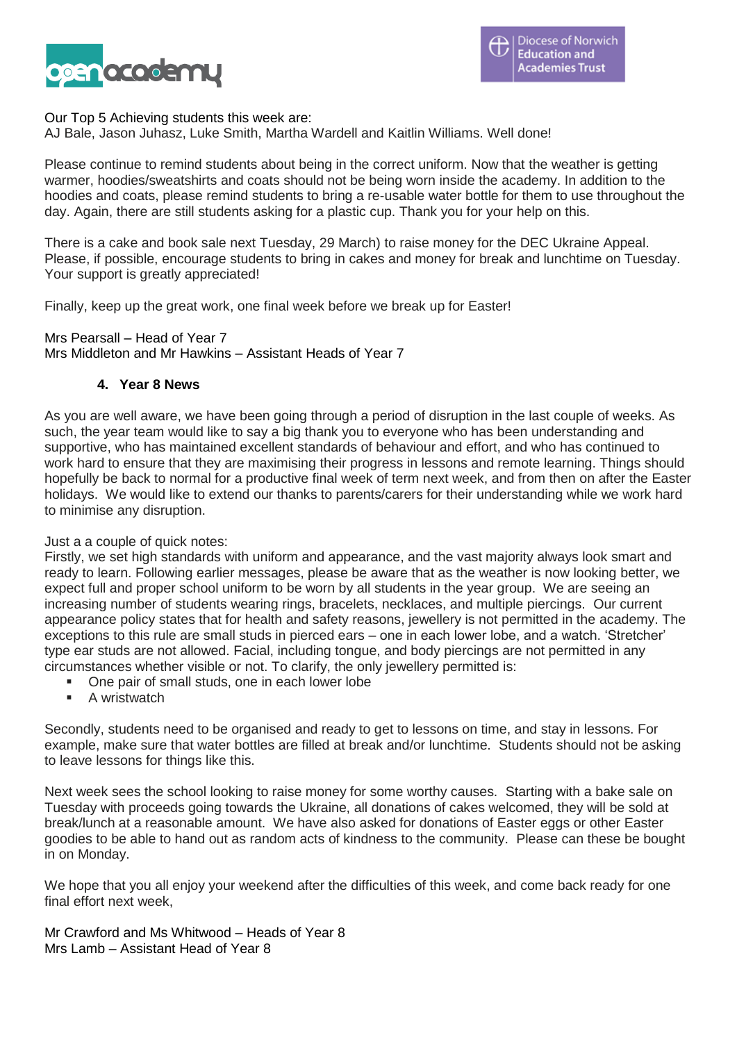Our Top 5 Achieving students this week are:
AJ Bale, Jason Juhasz, Luke Smith, Martha Wardell and Kaitlin Williams. Well done!

Please continue to remind students about being in the correct uniform. Now that the weather is getting warmer, hoodies/sweatshirts and coats should not be being worn inside the academy. In addition to the hoodies and coats, please remind students to bring a re-usable water bottle for them to use throughout the day. Again, there are still students asking for a plastic cup. Thank you for your help on this.

There is a cake and book sale next Tuesday, 29 March) to raise money for the DEC Ukraine Appeal. Please, if possible, encourage students to bring in cakes and money for break and lunchtime on Tuesday. Your support is greatly appreciated!

Finally, keep up the great work, one final week before we break up for Easter!

Mrs Pearsall – Head of Year 7
Mrs Middleton and Mr Hawkins – Assistant Heads of Year 7

## 4. Year 8 News

As you are well aware, we have been going through a period of disruption in the last couple of weeks. As such, the year team would like to say a big thank you to everyone who has been understanding and supportive, who has maintained excellent standards of behaviour and effort, and who has continued to work hard to ensure that they are maximising their progress in lessons and remote learning. Things should hopefully be back to normal for a productive final week of term next week, and from then on after the Easter holidays. We would like to extend our thanks to parents/carers for their understanding while we work hard to minimise any disruption.

Just a a couple of quick notes:
Firstly, we set high standards with uniform and appearance, and the vast majority always look smart and ready to learn. Following earlier messages, please be aware that as the weather is now looking better, we expect full and proper school uniform to be worn by all students in the year group. We are seeing an increasing number of students wearing rings, bracelets, necklaces, and multiple piercings. Our current appearance policy states that for health and safety reasons, jewellery is not permitted in the academy. The exceptions to this rule are small studs in pierced ears – one in each lower lobe, and a watch. 'Stretcher' type ear studs are not allowed. Facial, including tongue, and body piercings are not permitted in any circumstances whether visible or not. To clarify, the only jewellery permitted is:

- One pair of small studs, one in each lower lobe
- A wristwatch

Secondly, students need to be organised and ready to get to lessons on time, and stay in lessons. For example, make sure that water bottles are filled at break and/or lunchtime. Students should not be asking to leave lessons for things like this.

Next week sees the school looking to raise money for some worthy causes. Starting with a bake sale on Tuesday with proceeds going towards the Ukraine, all donations of cakes welcomed, they will be sold at break/lunch at a reasonable amount. We have also asked for donations of Easter eggs or other Easter goodies to be able to hand out as random acts of kindness to the community. Please can these be bought in on Monday.

We hope that you all enjoy your weekend after the difficulties of this week, and come back ready for one final effort next week,

Mr Crawford and Ms Whitwood – Heads of Year 8
Mrs Lamb – Assistant Head of Year 8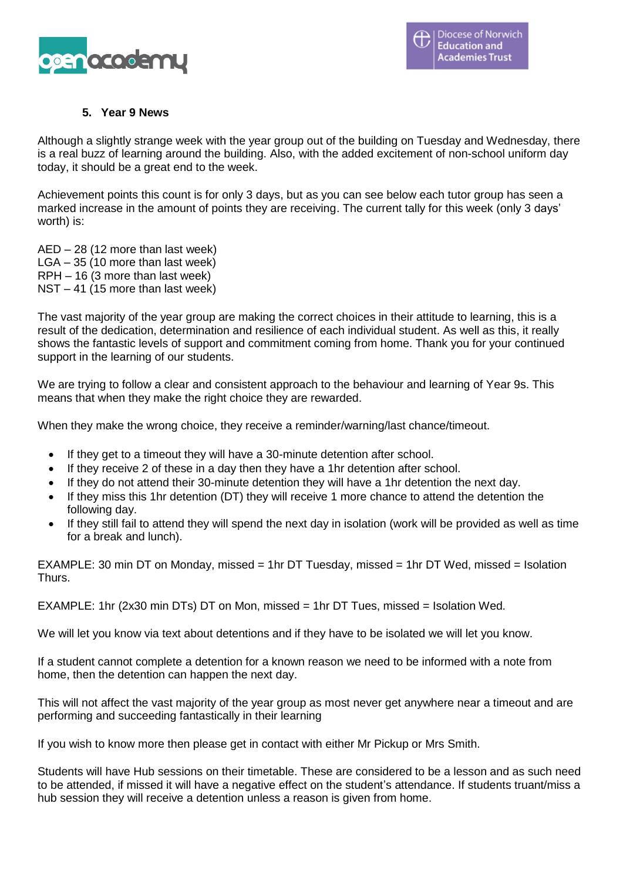## 5. Year 9 News

Although a slightly strange week with the year group out of the building on Tuesday and Wednesday, there is a real buzz of learning around the building. Also, with the added excitement of non-school uniform day today, it should be a great end to the week.

Achievement points this count is for only 3 days, but as you can see below each tutor group has seen a marked increase in the amount of points they are receiving. The current tally for this week (only 3 days' worth) is:

AED – 28 (12 more than last week)
LGA – 35 (10 more than last week)
RPH – 16 (3 more than last week)
NST – 41 (15 more than last week)

The vast majority of the year group are making the correct choices in their attitude to learning, this is a result of the dedication, determination and resilience of each individual student. As well as this, it really shows the fantastic levels of support and commitment coming from home. Thank you for your continued support in the learning of our students.

We are trying to follow a clear and consistent approach to the behaviour and learning of Year 9s. This means that when they make the right choice they are rewarded.

When they make the wrong choice, they receive a reminder/warning/last chance/timeout.

- If they get to a timeout they will have a 30-minute detention after school.
- If they receive 2 of these in a day then they have a 1hr detention after school.
- If they do not attend their 30-minute detention they will have a 1hr detention the next day.
- If they miss this 1hr detention (DT) they will receive 1 more chance to attend the detention the following day.
- If they still fail to attend they will spend the next day in isolation (work will be provided as well as time for a break and lunch).

EXAMPLE: 30 min DT on Monday, missed = 1hr DT Tuesday, missed = 1hr DT Wed, missed = Isolation Thurs.

EXAMPLE: 1hr (2x30 min DTs) DT on Mon, missed = 1hr DT Tues, missed = Isolation Wed.

We will let you know via text about detentions and if they have to be isolated we will let you know.

If a student cannot complete a detention for a known reason we need to be informed with a note from home, then the detention can happen the next day.

This will not affect the vast majority of the year group as most never get anywhere near a timeout and are performing and succeeding fantastically in their learning

If you wish to know more then please get in contact with either Mr Pickup or Mrs Smith.

Students will have Hub sessions on their timetable. These are considered to be a lesson and as such need to be attended, if missed it will have a negative effect on the student's attendance. If students truant/miss a hub session they will receive a detention unless a reason is given from home.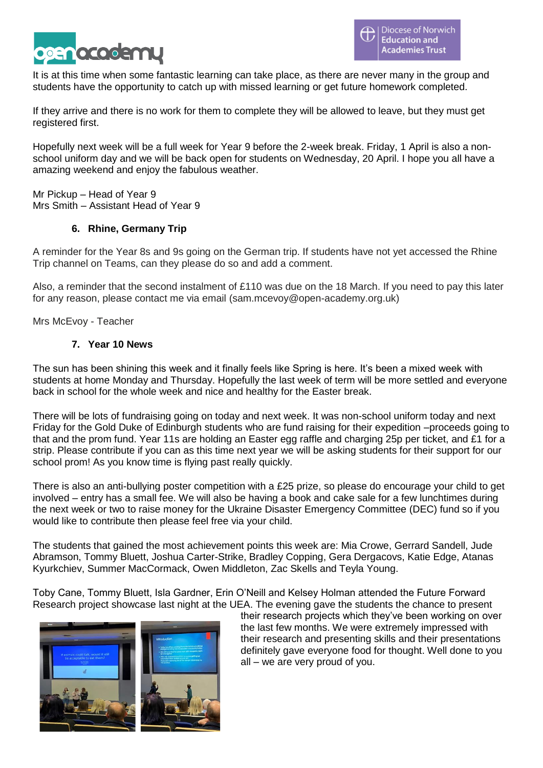It is at this time when some fantastic learning can take place, as there are never many in the group and students have the opportunity to catch up with missed learning or get future homework completed.

If they arrive and there is no work for them to complete they will be allowed to leave, but they must get registered first.

Hopefully next week will be a full week for Year 9 before the 2-week break. Friday, 1 April is also a non-school uniform day and we will be back open for students on Wednesday, 20 April. I hope you all have a amazing weekend and enjoy the fabulous weather.

Mr Pickup – Head of Year 9
Mrs Smith – Assistant Head of Year 9

### 6. Rhine, Germany Trip

A reminder for the Year 8s and 9s going on the German trip. If students have not yet accessed the Rhine Trip channel on Teams, can they please do so and add a comment.

Also, a reminder that the second instalment of £110 was due on the 18 March. If you need to pay this later for any reason, please contact me via email (sam.mcevoy@open-academy.org.uk)

Mrs McEvoy - Teacher

### 7. Year 10 News

The sun has been shining this week and it finally feels like Spring is here. It's been a mixed week with students at home Monday and Thursday. Hopefully the last week of term will be more settled and everyone back in school for the whole week and nice and healthy for the Easter break.

There will be lots of fundraising going on today and next week. It was non-school uniform today and next Friday for the Gold Duke of Edinburgh students who are fund raising for their expedition –proceeds going to that and the prom fund. Year 11s are holding an Easter egg raffle and charging 25p per ticket, and £1 for a strip. Please contribute if you can as this time next year we will be asking students for their support for our school prom! As you know time is flying past really quickly.

There is also an anti-bullying poster competition with a £25 prize, so please do encourage your child to get involved – entry has a small fee. We will also be having a book and cake sale for a few lunchtimes during the next week or two to raise money for the Ukraine Disaster Emergency Committee (DEC) fund so if you would like to contribute then please feel free via your child.

The students that gained the most achievement points this week are: Mia Crowe, Gerrard Sandell, Jude Abramson, Tommy Bluett, Joshua Carter-Strike, Bradley Copping, Gera Dergacovs, Katie Edge, Atanas Kyurkchiev, Summer MacCormack, Owen Middleton, Zac Skells and Teyla Young.

Toby Cane, Tommy Bluett, Isla Gardner, Erin O'Neill and Kelsey Holman attended the Future Forward Research project showcase last night at the UEA. The evening gave the students the chance to present their research projects which they've been working on over the last few months. We were extremely impressed with their research and presenting skills and their presentations definitely gave everyone food for thought. Well done to you all – we are very proud of you.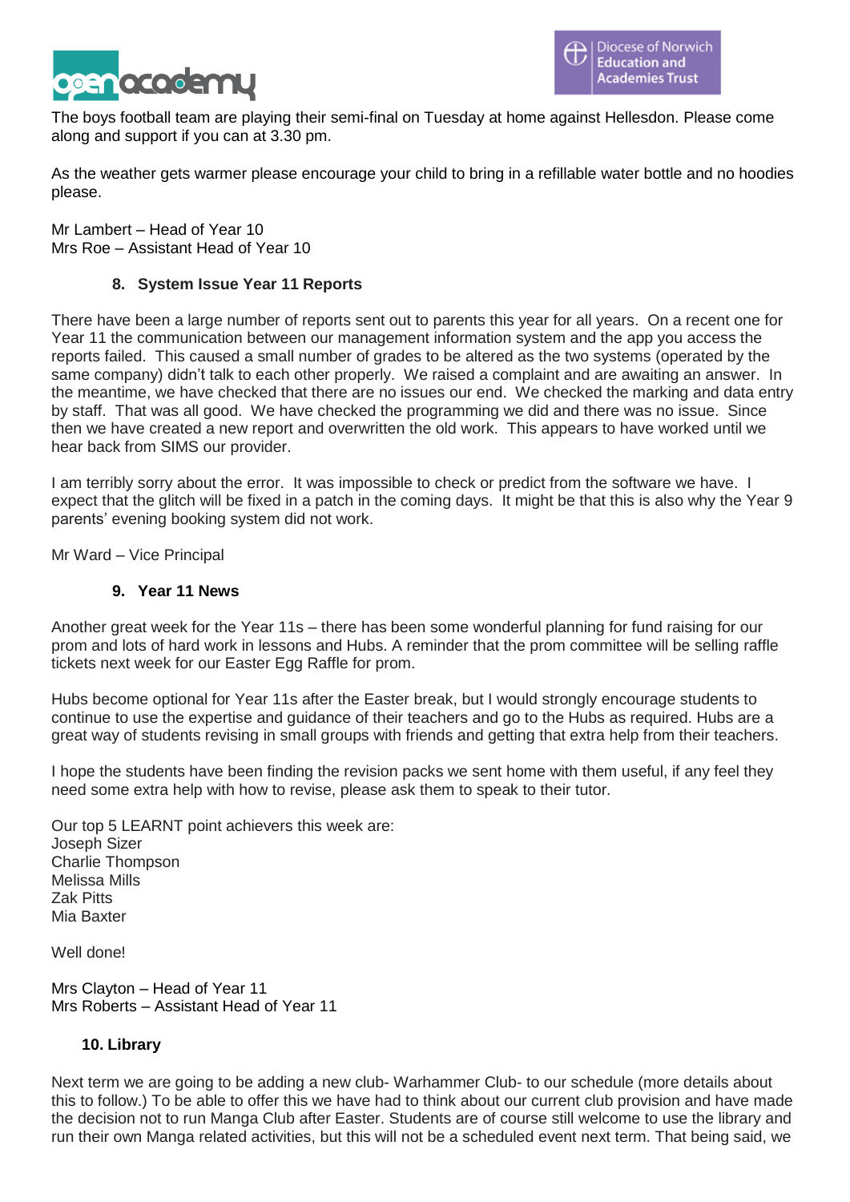The boys football team are playing their semi-final on Tuesday at home against Hellesdon. Please come along and support if you can at 3.30 pm.

As the weather gets warmer please encourage your child to bring in a refillable water bottle and no hoodies please.

Mr Lambert – Head of Year 10
Mrs Roe – Assistant Head of Year 10

### 8. System Issue Year 11 Reports

There have been a large number of reports sent out to parents this year for all years. On a recent one for Year 11 the communication between our management information system and the app you access the reports failed. This caused a small number of grades to be altered as the two systems (operated by the same company) didn't talk to each other properly. We raised a complaint and are awaiting an answer. In the meantime, we have checked that there are no issues our end. We checked the marking and data entry by staff. That was all good. We have checked the programming we did and there was no issue. Since then we have created a new report and overwritten the old work. This appears to have worked until we hear back from SIMS our provider.

I am terribly sorry about the error. It was impossible to check or predict from the software we have. I expect that the glitch will be fixed in a patch in the coming days. It might be that this is also why the Year 9 parents' evening booking system did not work.

Mr Ward – Vice Principal

### 9. Year 11 News

Another great week for the Year 11s – there has been some wonderful planning for fund raising for our prom and lots of hard work in lessons and Hubs. A reminder that the prom committee will be selling raffle tickets next week for our Easter Egg Raffle for prom.

Hubs become optional for Year 11s after the Easter break, but I would strongly encourage students to continue to use the expertise and guidance of their teachers and go to the Hubs as required. Hubs are a great way of students revising in small groups with friends and getting that extra help from their teachers.

I hope the students have been finding the revision packs we sent home with them useful, if any feel they need some extra help with how to revise, please ask them to speak to their tutor.

Our top 5 LEARNT point achievers this week are:
Joseph Sizer
Charlie Thompson
Melissa Mills
Zak Pitts
Mia Baxter

Well done!

Mrs Clayton – Head of Year 11
Mrs Roberts – Assistant Head of Year 11

### 10. Library

Next term we are going to be adding a new club- Warhammer Club- to our schedule (more details about this to follow.) To be able to offer this we have had to think about our current club provision and have made the decision not to run Manga Club after Easter. Students are of course still welcome to use the library and run their own Manga related activities, but this will not be a scheduled event next term. That being said, we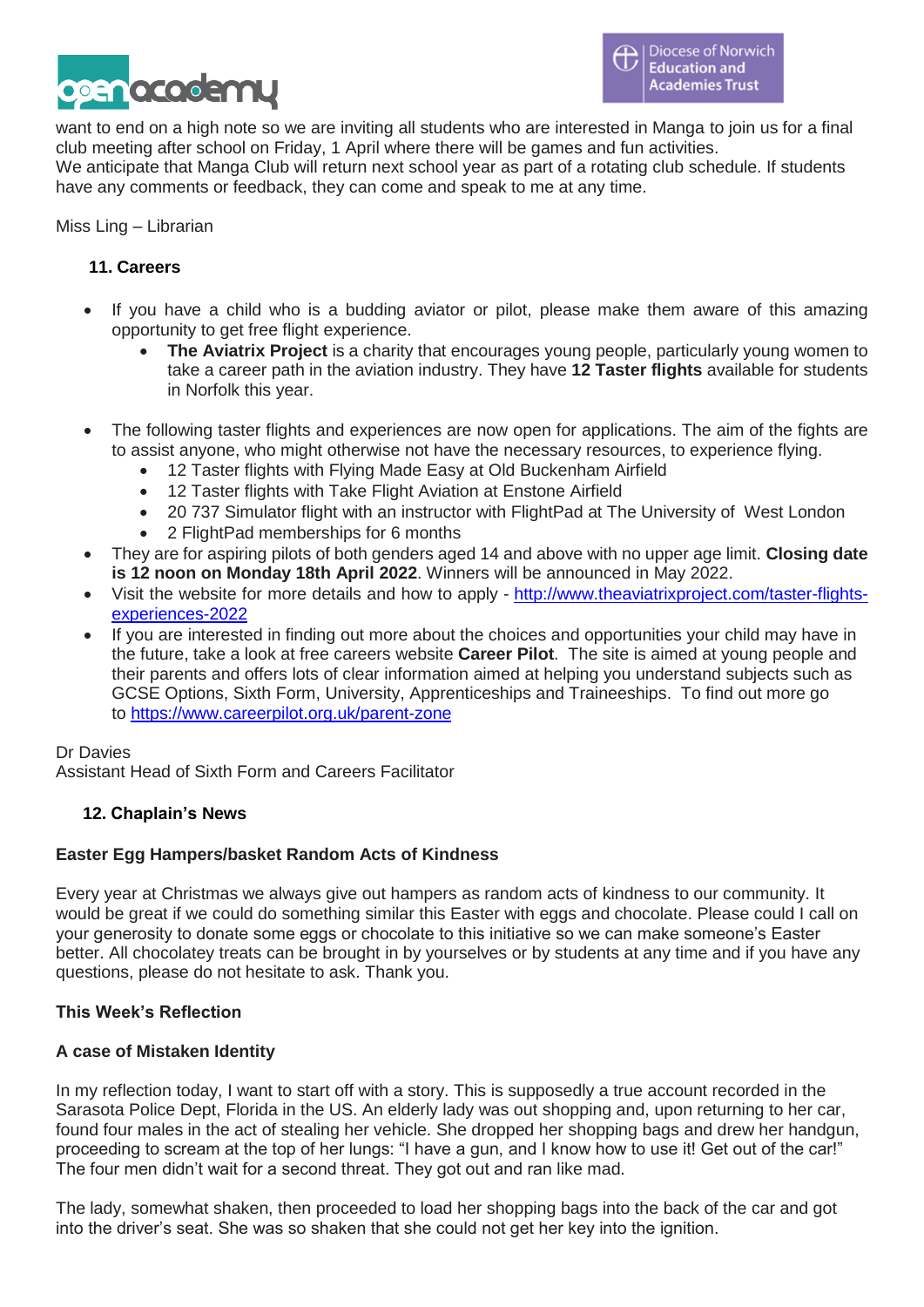want to end on a high note so we are inviting all students who are interested in Manga to join us for a final club meeting after school on Friday, 1 April where there will be games and fun activities.
We anticipate that Manga Club will return next school year as part of a rotating club schedule. If students have any comments or feedback, they can come and speak to me at any time.

Miss Ling – Librarian

## 11. Careers

- If you have a child who is a budding aviator or pilot, please make them aware of this amazing opportunity to get free flight experience.
  - **The Aviatrix Project** is a charity that encourages young people, particularly young women to take a career path in the aviation industry. They have **12 Taster flights** available for students in Norfolk this year.

- The following taster flights and experiences are now open for applications. The aim of the fights are to assist anyone, who might otherwise not have the necessary resources, to experience flying.
  - 12 Taster flights with Flying Made Easy at Old Buckenham Airfield
  - 12 Taster flights with Take Flight Aviation at Enstone Airfield
  - 20 737 Simulator flight with an instructor with FlightPad at The University of West London
  - 2 FlightPad memberships for 6 months
- They are for aspiring pilots of both genders aged 14 and above with no upper age limit. **Closing date is 12 noon on Monday 18th April 2022**. Winners will be announced in May 2022.
- Visit the website for more details and how to apply - [http://www.theaviatrixproject.com/taster-flights-experiences-2022](http://www.theaviatrixproject.com/taster-flights-experiences-2022)
- If you are interested in finding out more about the choices and opportunities your child may have in the future, take a look at free careers website **Career Pilot**. The site is aimed at young people and their parents and offers lots of clear information aimed at helping you understand subjects such as GCSE Options, Sixth Form, University, Apprenticeships and Traineeships. To find out more go to [https://www.careerpilot.org.uk/parent-zone](https://www.careerpilot.org.uk/parent-zone)

Dr Davies
Assistant Head of Sixth Form and Careers Facilitator

## 12. Chaplain's News

**Easter Egg Hampers/basket Random Acts of Kindness**

Every year at Christmas we always give out hampers as random acts of kindness to our community. It would be great if we could do something similar this Easter with eggs and chocolate. Please could I call on your generosity to donate some eggs or chocolate to this initiative so we can make someone's Easter better. All chocolatey treats can be brought in by yourselves or by students at any time and if you have any questions, please do not hesitate to ask. Thank you.

**This Week's Reflection**

**A case of Mistaken Identity**

In my reflection today, I want to start off with a story. This is supposedly a true account recorded in the Sarasota Police Dept, Florida in the US. An elderly lady was out shopping and, upon returning to her car, found four males in the act of stealing her vehicle. She dropped her shopping bags and drew her handgun, proceeding to scream at the top of her lungs: "I have a gun, and I know how to use it! Get out of the car!" The four men didn't wait for a second threat. They got out and ran like mad.

The lady, somewhat shaken, then proceeded to load her shopping bags into the back of the car and got into the driver's seat. She was so shaken that she could not get her key into the ignition.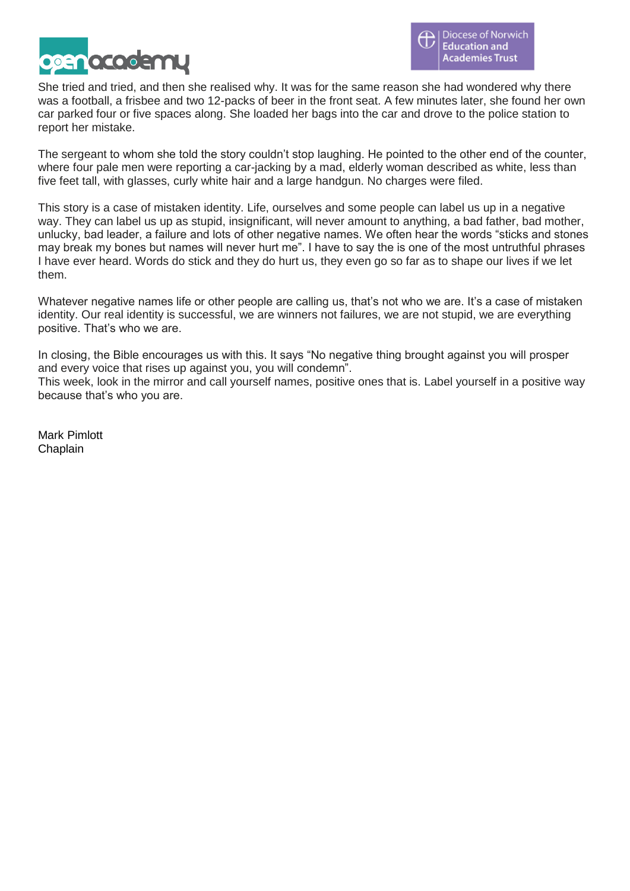She tried and tried, and then she realised why. It was for the same reason she had wondered why there was a football, a frisbee and two 12-packs of beer in the front seat. A few minutes later, she found her own car parked four or five spaces along. She loaded her bags into the car and drove to the police station to report her mistake.

The sergeant to whom she told the story couldn't stop laughing. He pointed to the other end of the counter, where four pale men were reporting a car-jacking by a mad, elderly woman described as white, less than five feet tall, with glasses, curly white hair and a large handgun. No charges were filed.

This story is a case of mistaken identity. Life, ourselves and some people can label us up in a negative way. They can label us up as stupid, insignificant, will never amount to anything, a bad father, bad mother, unlucky, bad leader, a failure and lots of other negative names. We often hear the words "sticks and stones may break my bones but names will never hurt me". I have to say the is one of the most untruthful phrases I have ever heard. Words do stick and they do hurt us, they even go so far as to shape our lives if we let them.

Whatever negative names life or other people are calling us, that's not who we are. It's a case of mistaken identity. Our real identity is successful, we are winners not failures, we are not stupid, we are everything positive. That's who we are.

In closing, the Bible encourages us with this. It says "No negative thing brought against you will prosper and every voice that rises up against you, you will condemn".
This week, look in the mirror and call yourself names, positive ones that is. Label yourself in a positive way because that's who you are.

Mark Pimlott
Chaplain